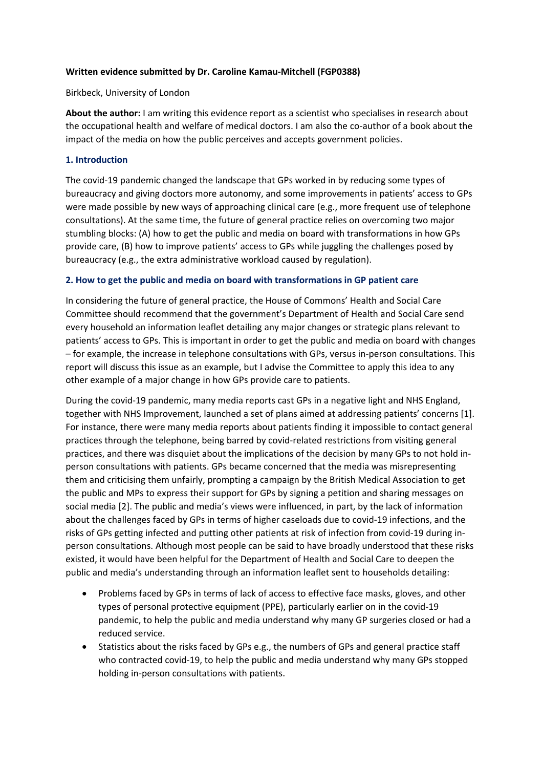**Written evidence submitted by Dr. Caroline Kamau-Mitchell (FGP0388)**

Birkbeck, University of London

**About the author:** I am writing this evidence report as a scientist who specialises in research about the occupational health and welfare of medical doctors. I am also the co-author of a book about the impact of the media on how the public perceives and accepts government policies.

## 1. Introduction

The covid-19 pandemic changed the landscape that GPs worked in by reducing some types of bureaucracy and giving doctors more autonomy, and some improvements in patients' access to GPs were made possible by new ways of approaching clinical care (e.g., more frequent use of telephone consultations). At the same time, the future of general practice relies on overcoming two major stumbling blocks: (A) how to get the public and media on board with transformations in how GPs provide care, (B) how to improve patients' access to GPs while juggling the challenges posed by bureaucracy (e.g., the extra administrative workload caused by regulation).

## 2. How to get the public and media on board with transformations in GP patient care

In considering the future of general practice, the House of Commons' Health and Social Care Committee should recommend that the government's Department of Health and Social Care send every household an information leaflet detailing any major changes or strategic plans relevant to patients' access to GPs. This is important in order to get the public and media on board with changes – for example, the increase in telephone consultations with GPs, versus in-person consultations. This report will discuss this issue as an example, but I advise the Committee to apply this idea to any other example of a major change in how GPs provide care to patients.

During the covid-19 pandemic, many media reports cast GPs in a negative light and NHS England, together with NHS Improvement, launched a set of plans aimed at addressing patients' concerns [1]. For instance, there were many media reports about patients finding it impossible to contact general practices through the telephone, being barred by covid-related restrictions from visiting general practices, and there was disquiet about the implications of the decision by many GPs to not hold in-person consultations with patients. GPs became concerned that the media was misrepresenting them and criticising them unfairly, prompting a campaign by the British Medical Association to get the public and MPs to express their support for GPs by signing a petition and sharing messages on social media [2]. The public and media's views were influenced, in part, by the lack of information about the challenges faced by GPs in terms of higher caseloads due to covid-19 infections, and the risks of GPs getting infected and putting other patients at risk of infection from covid-19 during in-person consultations. Although most people can be said to have broadly understood that these risks existed, it would have been helpful for the Department of Health and Social Care to deepen the public and media's understanding through an information leaflet sent to households detailing:

- Problems faced by GPs in terms of lack of access to effective face masks, gloves, and other types of personal protective equipment (PPE), particularly earlier on in the covid-19 pandemic, to help the public and media understand why many GP surgeries closed or had a reduced service.
- Statistics about the risks faced by GPs e.g., the numbers of GPs and general practice staff who contracted covid-19, to help the public and media understand why many GPs stopped holding in-person consultations with patients.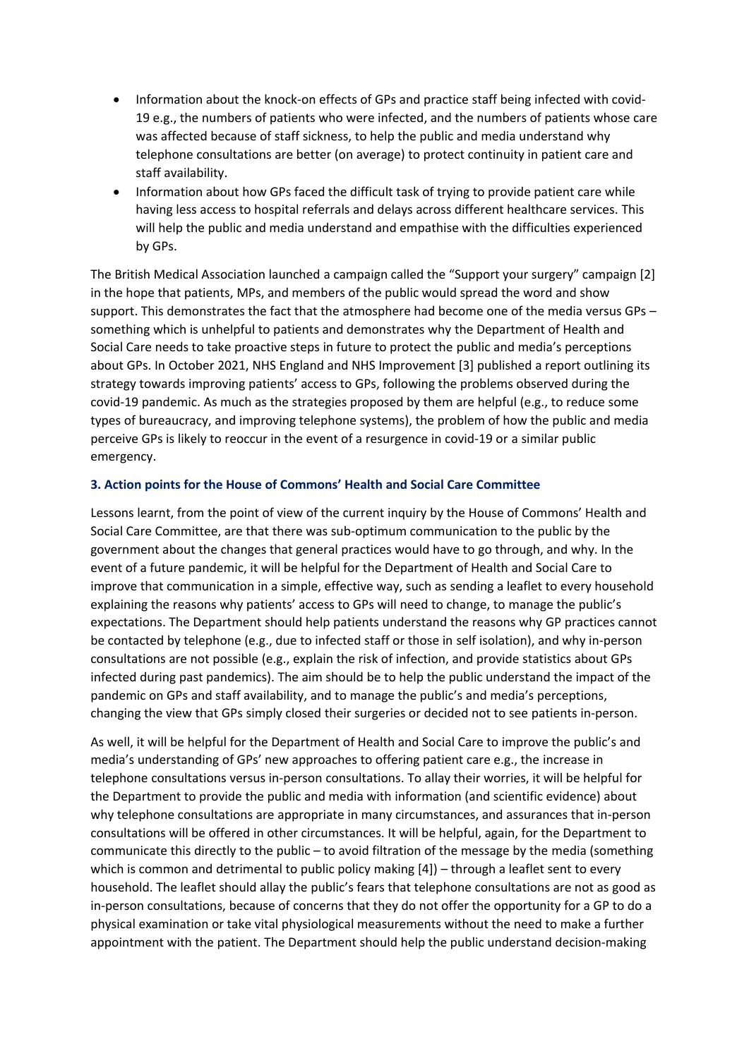- Information about the knock-on effects of GPs and practice staff being infected with covid-19 e.g., the numbers of patients who were infected, and the numbers of patients whose care was affected because of staff sickness, to help the public and media understand why telephone consultations are better (on average) to protect continuity in patient care and staff availability.
- Information about how GPs faced the difficult task of trying to provide patient care while having less access to hospital referrals and delays across different healthcare services. This will help the public and media understand and empathise with the difficulties experienced by GPs.

The British Medical Association launched a campaign called the "Support your surgery" campaign [2] in the hope that patients, MPs, and members of the public would spread the word and show support. This demonstrates the fact that the atmosphere had become one of the media versus GPs – something which is unhelpful to patients and demonstrates why the Department of Health and Social Care needs to take proactive steps in future to protect the public and media's perceptions about GPs. In October 2021, NHS England and NHS Improvement [3] published a report outlining its strategy towards improving patients' access to GPs, following the problems observed during the covid-19 pandemic. As much as the strategies proposed by them are helpful (e.g., to reduce some types of bureaucracy, and improving telephone systems), the problem of how the public and media perceive GPs is likely to reoccur in the event of a resurgence in covid-19 or a similar public emergency.

### 3. Action points for the House of Commons' Health and Social Care Committee

Lessons learnt, from the point of view of the current inquiry by the House of Commons' Health and Social Care Committee, are that there was sub-optimum communication to the public by the government about the changes that general practices would have to go through, and why. In the event of a future pandemic, it will be helpful for the Department of Health and Social Care to improve that communication in a simple, effective way, such as sending a leaflet to every household explaining the reasons why patients' access to GPs will need to change, to manage the public's expectations. The Department should help patients understand the reasons why GP practices cannot be contacted by telephone (e.g., due to infected staff or those in self isolation), and why in-person consultations are not possible (e.g., explain the risk of infection, and provide statistics about GPs infected during past pandemics). The aim should be to help the public understand the impact of the pandemic on GPs and staff availability, and to manage the public's and media's perceptions, changing the view that GPs simply closed their surgeries or decided not to see patients in-person.

As well, it will be helpful for the Department of Health and Social Care to improve the public's and media's understanding of GPs' new approaches to offering patient care e.g., the increase in telephone consultations versus in-person consultations. To allay their worries, it will be helpful for the Department to provide the public and media with information (and scientific evidence) about why telephone consultations are appropriate in many circumstances, and assurances that in-person consultations will be offered in other circumstances. It will be helpful, again, for the Department to communicate this directly to the public – to avoid filtration of the message by the media (something which is common and detrimental to public policy making [4]) – through a leaflet sent to every household. The leaflet should allay the public's fears that telephone consultations are not as good as in-person consultations, because of concerns that they do not offer the opportunity for a GP to do a physical examination or take vital physiological measurements without the need to make a further appointment with the patient. The Department should help the public understand decision-making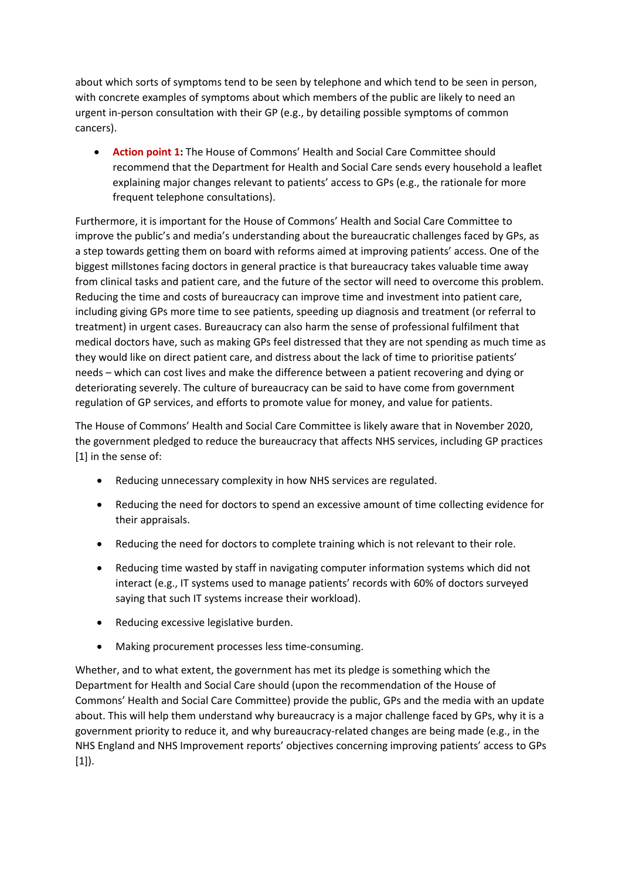about which sorts of symptoms tend to be seen by telephone and which tend to be seen in person, with concrete examples of symptoms about which members of the public are likely to need an urgent in-person consultation with their GP (e.g., by detailing possible symptoms of common cancers).

- **Action point 1:** The House of Commons' Health and Social Care Committee should recommend that the Department for Health and Social Care sends every household a leaflet explaining major changes relevant to patients' access to GPs (e.g., the rationale for more frequent telephone consultations).

Furthermore, it is important for the House of Commons' Health and Social Care Committee to improve the public's and media's understanding about the bureaucratic challenges faced by GPs, as a step towards getting them on board with reforms aimed at improving patients' access. One of the biggest millstones facing doctors in general practice is that bureaucracy takes valuable time away from clinical tasks and patient care, and the future of the sector will need to overcome this problem. Reducing the time and costs of bureaucracy can improve time and investment into patient care, including giving GPs more time to see patients, speeding up diagnosis and treatment (or referral to treatment) in urgent cases. Bureaucracy can also harm the sense of professional fulfilment that medical doctors have, such as making GPs feel distressed that they are not spending as much time as they would like on direct patient care, and distress about the lack of time to prioritise patients' needs – which can cost lives and make the difference between a patient recovering and dying or deteriorating severely. The culture of bureaucracy can be said to have come from government regulation of GP services, and efforts to promote value for money, and value for patients.

The House of Commons' Health and Social Care Committee is likely aware that in November 2020, the government pledged to reduce the bureaucracy that affects NHS services, including GP practices [1] in the sense of:

- Reducing unnecessary complexity in how NHS services are regulated.
- Reducing the need for doctors to spend an excessive amount of time collecting evidence for their appraisals.
- Reducing the need for doctors to complete training which is not relevant to their role.
- Reducing time wasted by staff in navigating computer information systems which did not interact (e.g., IT systems used to manage patients' records with 60% of doctors surveyed saying that such IT systems increase their workload).
- Reducing excessive legislative burden.
- Making procurement processes less time-consuming.

Whether, and to what extent, the government has met its pledge is something which the Department for Health and Social Care should (upon the recommendation of the House of Commons' Health and Social Care Committee) provide the public, GPs and the media with an update about. This will help them understand why bureaucracy is a major challenge faced by GPs, why it is a government priority to reduce it, and why bureaucracy-related changes are being made (e.g., in the NHS England and NHS Improvement reports' objectives concerning improving patients' access to GPs [1]).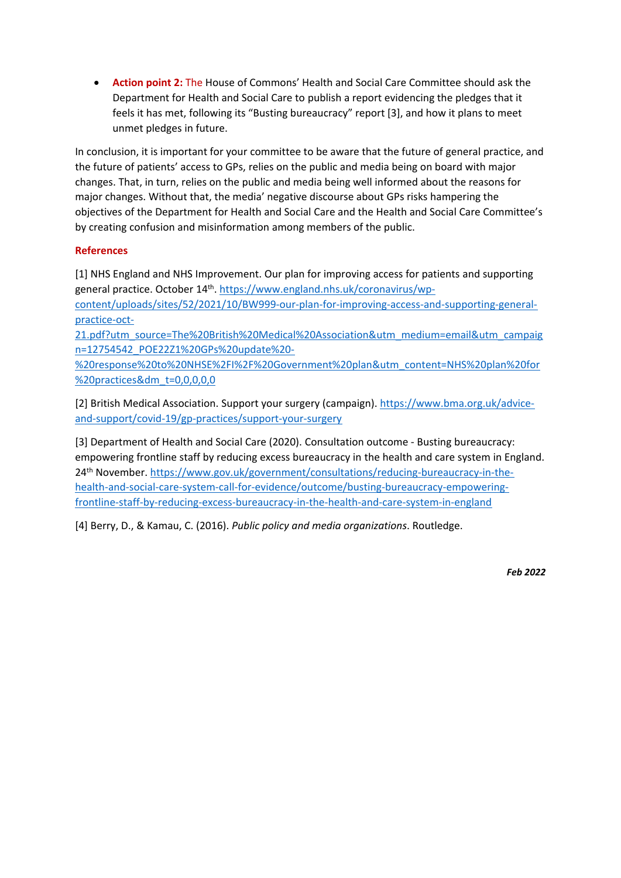- **Action point 2:** The House of Commons' Health and Social Care Committee should ask the Department for Health and Social Care to publish a report evidencing the pledges that it feels it has met, following its "Busting bureaucracy" report [3], and how it plans to meet unmet pledges in future.

In conclusion, it is important for your committee to be aware that the future of general practice, and the future of patients' access to GPs, relies on the public and media being on board with major changes. That, in turn, relies on the public and media being well informed about the reasons for major changes. Without that, the media' negative discourse about GPs risks hampering the objectives of the Department for Health and Social Care and the Health and Social Care Committee's by creating confusion and misinformation among members of the public.

**References**

[1] NHS England and NHS Improvement. Our plan for improving access for patients and supporting general practice. October 14th. https://www.england.nhs.uk/coronavirus/wp-content/uploads/sites/52/2021/10/BW999-our-plan-for-improving-access-and-supporting-general-practice-oct-21.pdf?utm_source=The%20British%20Medical%20Association&utm_medium=email&utm_campaign=12754542_POE22Z1%20GPs%20update%20-%20response%20to%20NHSE%2FI%2F%20Government%20plan&utm_content=NHS%20plan%20for%20practices&dm_t=0,0,0,0,0

[2] British Medical Association. Support your surgery (campaign). https://www.bma.org.uk/advice-and-support/covid-19/gp-practices/support-your-surgery

[3] Department of Health and Social Care (2020). Consultation outcome - Busting bureaucracy: empowering frontline staff by reducing excess bureaucracy in the health and care system in England. 24th November. https://www.gov.uk/government/consultations/reducing-bureaucracy-in-the-health-and-social-care-system-call-for-evidence/outcome/busting-bureaucracy-empowering-frontline-staff-by-reducing-excess-bureaucracy-in-the-health-and-care-system-in-england

[4] Berry, D., & Kamau, C. (2016). *Public policy and media organizations*. Routledge.

***Feb 2022***